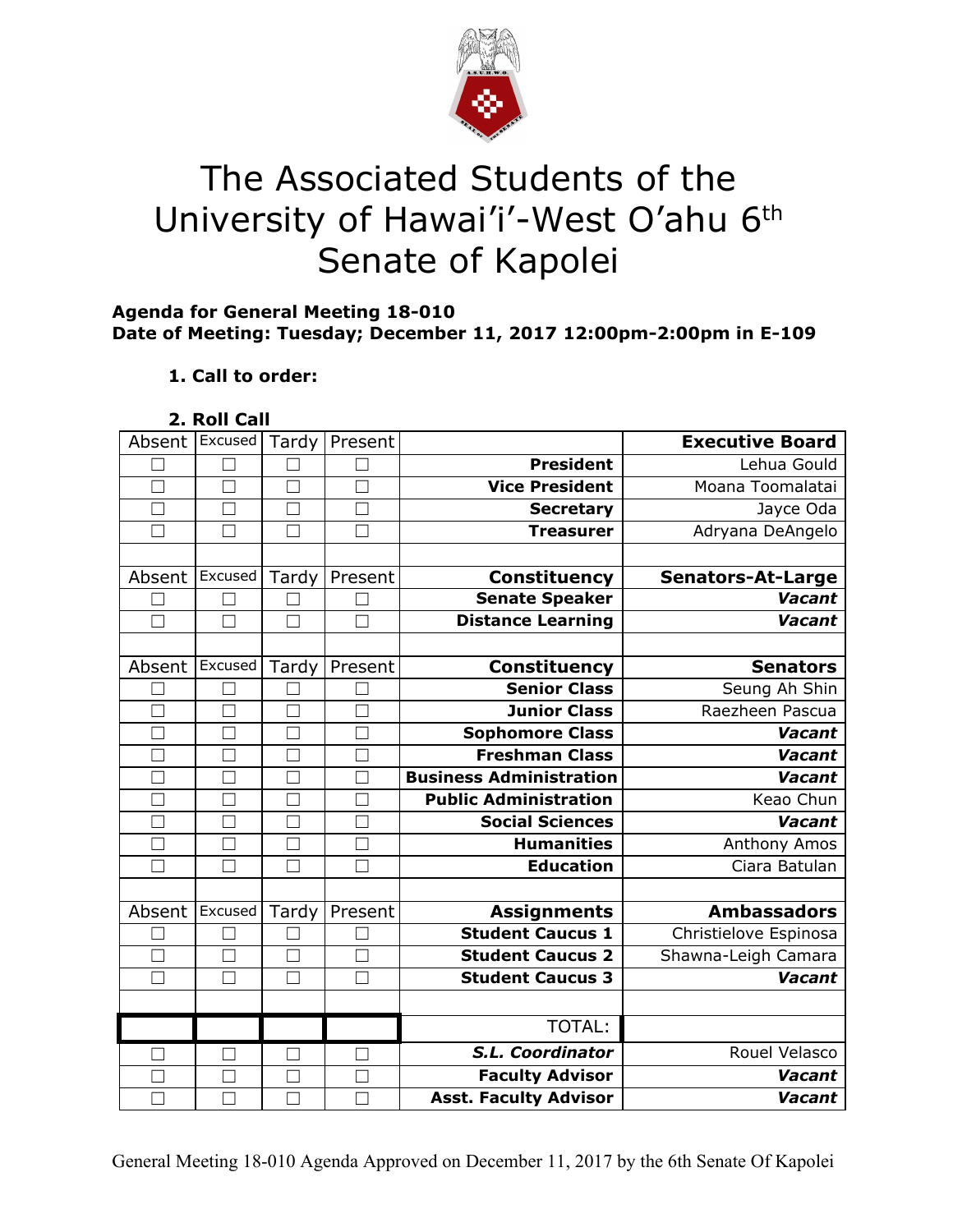# The Associated Students of the University of Hawai'i-West O'ahu 6th Senate of Kapolei

**Agenda for General Meeting 18-010**
**Date of Meeting: Tuesday; December 11, 2017 12:00pm-2:00pm in E-109**

1. **Call to order:**

2. **Roll Call**

| Absent | Excused | Tardy | Present | | Executive Board |
|---|---|---|---|---|---|
| ☐ | ☐ | ☐ | ☐ | **President** | Lehua Gould |
| ☐ | ☐ | ☐ | ☐ | **Vice President** | Moana Toomalatai |
| ☐ | ☐ | ☐ | ☐ | **Secretary** | Jayce Oda |
| ☐ | ☐ | ☐ | ☐ | **Treasurer** | Adryana DeAngelo |
| | | | | | |
| Absent | Excused | Tardy | Present | **Constituency** | **Senators-At-Large** |
| ☐ | ☐ | ☐ | ☐ | **Senate Speaker** | ***Vacant*** |
| ☐ | ☐ | ☐ | ☐ | **Distance Learning** | ***Vacant*** |
| | | | | | |
| Absent | Excused | Tardy | Present | **Constituency** | **Senators** |
| ☐ | ☐ | ☐ | ☐ | **Senior Class** | Seung Ah Shin |
| ☐ | ☐ | ☐ | ☐ | **Junior Class** | Raezheen Pascua |
| ☐ | ☐ | ☐ | ☐ | **Sophomore Class** | ***Vacant*** |
| ☐ | ☐ | ☐ | ☐ | **Freshman Class** | ***Vacant*** |
| ☐ | ☐ | ☐ | ☐ | **Business Administration** | ***Vacant*** |
| ☐ | ☐ | ☐ | ☐ | **Public Administration** | Keao Chun |
| ☐ | ☐ | ☐ | ☐ | **Social Sciences** | ***Vacant*** |
| ☐ | ☐ | ☐ | ☐ | **Humanities** | Anthony Amos |
| ☐ | ☐ | ☐ | ☐ | **Education** | Ciara Batulan |
| | | | | | |
| Absent | Excused | Tardy | Present | **Assignments** | **Ambassadors** |
| ☐ | ☐ | ☐ | ☐ | **Student Caucus 1** | Christielove Espinosa |
| ☐ | ☐ | ☐ | ☐ | **Student Caucus 2** | Shawna-Leigh Camara |
| ☐ | ☐ | ☐ | ☐ | **Student Caucus 3** | ***Vacant*** |
| | | | | | |
| | | | | TOTAL: | |
| ☐ | ☐ | ☐ | ☐ | ***S.L. Coordinator*** | Rouel Velasco |
| ☐ | ☐ | ☐ | ☐ | **Faculty Advisor** | ***Vacant*** |
| ☐ | ☐ | ☐ | ☐ | **Asst. Faculty Advisor** | ***Vacant*** |

General Meeting 18-010 Agenda Approved on December 11, 2017 by the 6th Senate Of Kapolei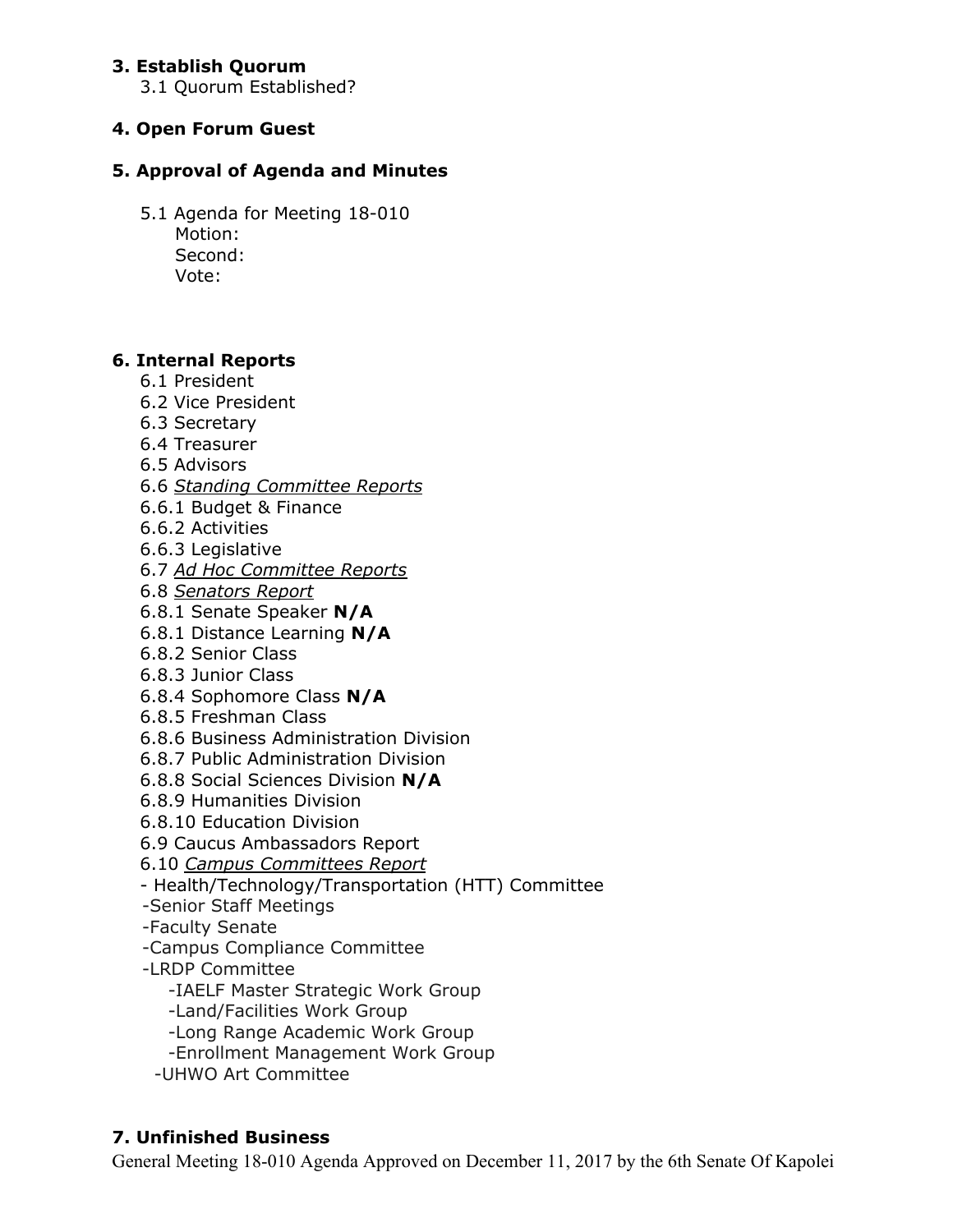### 3. Establish Quorum

3.1 Quorum Established?

### 4. Open Forum Guest

### 5. Approval of Agenda and Minutes

5.1 Agenda for Meeting 18-010
Motion:
Second:
Vote:

### 6. Internal Reports

6.1 President
6.2 Vice President
6.3 Secretary
6.4 Treasurer
6.5 Advisors
6.6 _Standing Committee Reports_
6.6.1 Budget & Finance
6.6.2 Activities
6.6.3 Legislative
6.7 _Ad Hoc Committee Reports_
6.8 _Senators Report_
6.8.1 Senate Speaker **N/A**
6.8.1 Distance Learning **N/A**
6.8.2 Senior Class
6.8.3 Junior Class
6.8.4 Sophomore Class **N/A**
6.8.5 Freshman Class
6.8.6 Business Administration Division
6.8.7 Public Administration Division
6.8.8 Social Sciences Division **N/A**
6.8.9 Humanities Division
6.8.10 Education Division
6.9 Caucus Ambassadors Report
6.10 _Campus Committees Report_

- Health/Technology/Transportation (HTT) Committee
- Senior Staff Meetings
- Faculty Senate
- Campus Compliance Committee
- LRDP Committee
  - IAELF Master Strategic Work Group
  - Land/Facilities Work Group
  - Long Range Academic Work Group
  - Enrollment Management Work Group
- UHWO Art Committee

### 7. Unfinished Business

General Meeting 18-010 Agenda Approved on December 11, 2017 by the 6th Senate Of Kapolei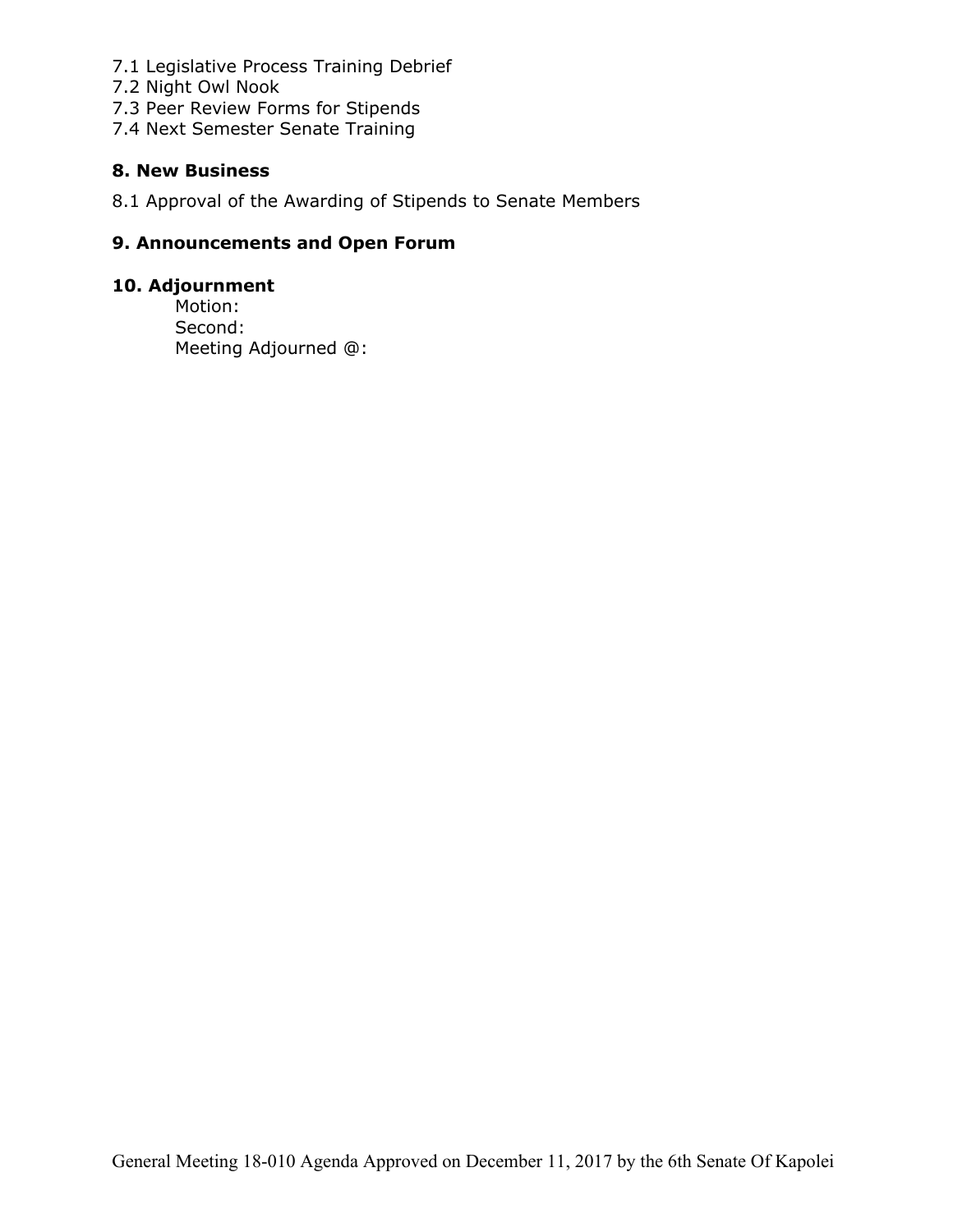7.1 Legislative Process Training Debrief
7.2 Night Owl Nook
7.3 Peer Review Forms for Stipends
7.4 Next Semester Senate Training

**8. New Business**

8.1 Approval of the Awarding of Stipends to Senate Members

**9. Announcements and Open Forum**

**10. Adjournment**

Motion:
Second:
Meeting Adjourned @:

General Meeting 18-010 Agenda Approved on December 11, 2017 by the 6th Senate Of Kapolei